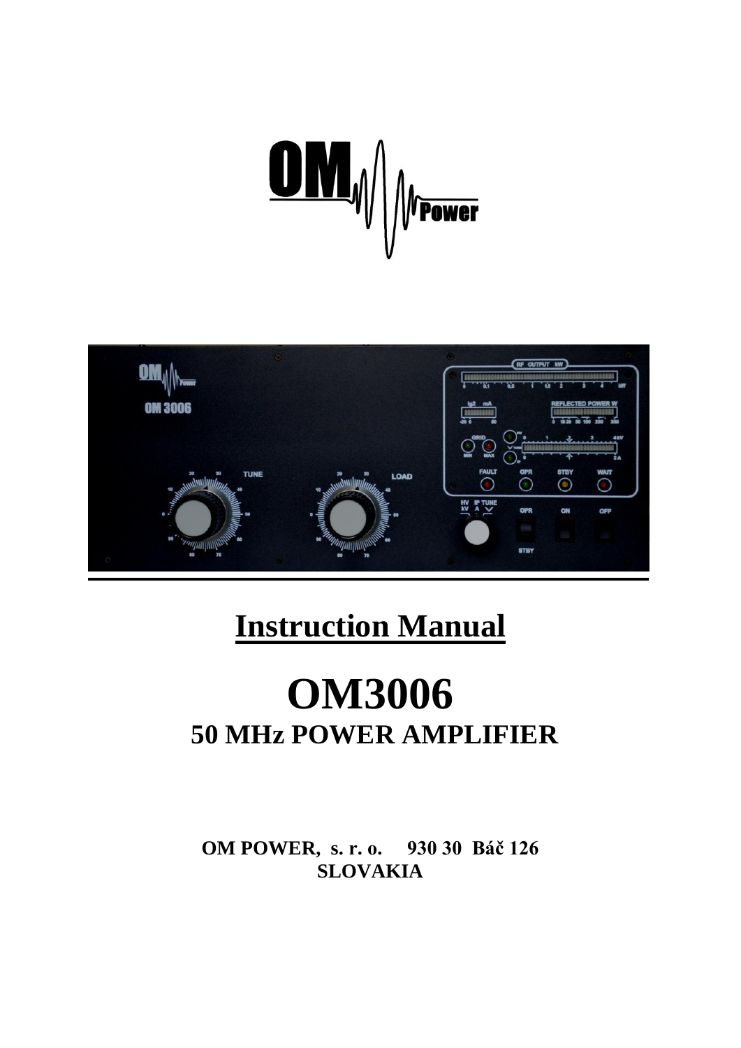# Instruction Manual

# OM3006

## 50 MHz POWER AMPLIFIER

**OM POWER, s. r. o. 930 30 Báč 126**
**SLOVAKIA**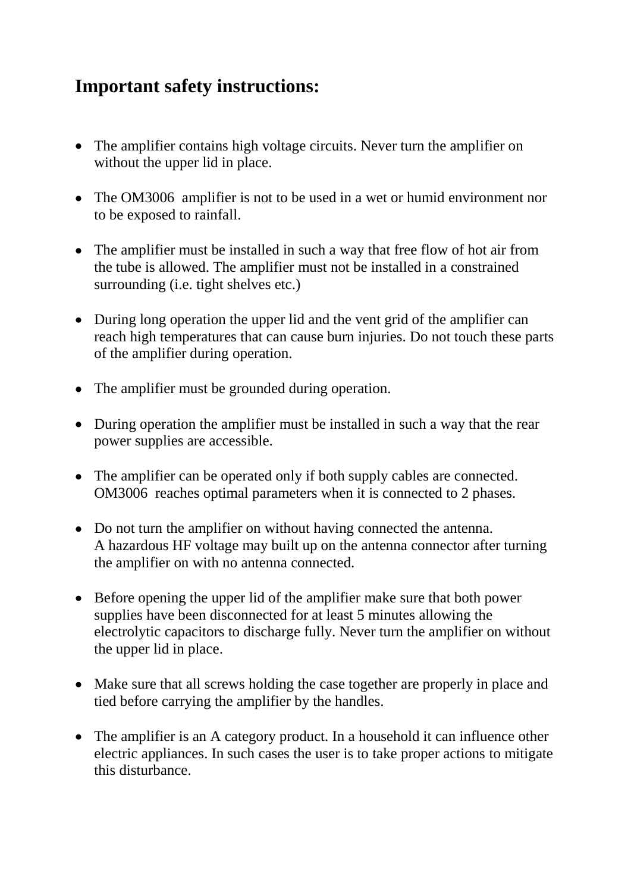## Important safety instructions:

- The amplifier contains high voltage circuits. Never turn the amplifier on without the upper lid in place.
- The OM3006  amplifier is not to be used in a wet or humid environment nor to be exposed to rainfall.
- The amplifier must be installed in such a way that free flow of hot air from the tube is allowed. The amplifier must not be installed in a constrained surrounding (i.e. tight shelves etc.)
- During long operation the upper lid and the vent grid of the amplifier can reach high temperatures that can cause burn injuries. Do not touch these parts of the amplifier during operation.
- The amplifier must be grounded during operation.
- During operation the amplifier must be installed in such a way that the rear power supplies are accessible.
- The amplifier can be operated only if both supply cables are connected. OM3006  reaches optimal parameters when it is connected to 2 phases.
- Do not turn the amplifier on without having connected the antenna.
  A hazardous HF voltage may built up on the antenna connector after turning the amplifier on with no antenna connected.
- Before opening the upper lid of the amplifier make sure that both power supplies have been disconnected for at least 5 minutes allowing the electrolytic capacitors to discharge fully. Never turn the amplifier on without the upper lid in place.
- Make sure that all screws holding the case together are properly in place and tied before carrying the amplifier by the handles.
- The amplifier is an A category product. In a household it can influence other electric appliances. In such cases the user is to take proper actions to mitigate this disturbance.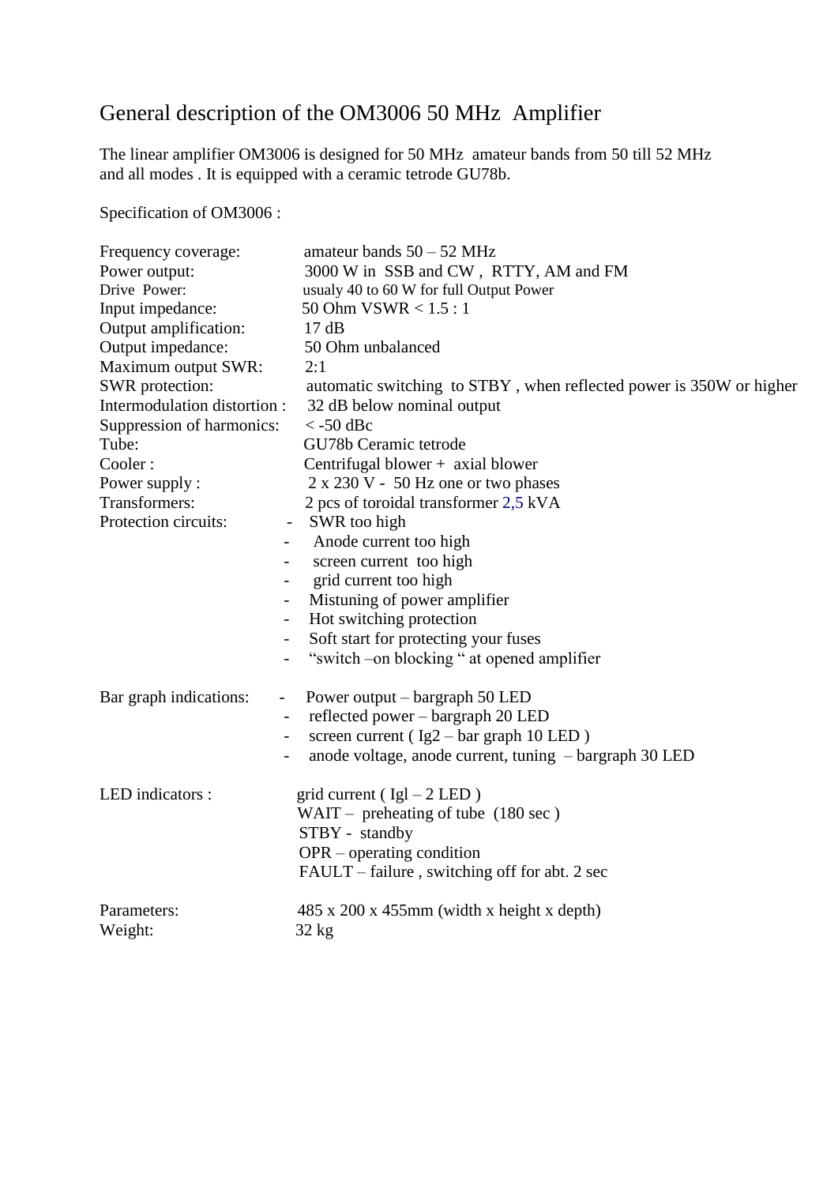# General description of the OM3006 50 MHz Amplifier

The linear amplifier OM3006 is designed for 50 MHz amateur bands from 50 till 52 MHz and all modes . It is equipped with a ceramic tetrode GU78b.

Specification of OM3006 :

| | |
|---|---|
| Frequency coverage: | amateur bands 50 – 52 MHz |
| Power output: | 3000 W in SSB and CW , RTTY, AM and FM |
| Drive Power: | usualy 40 to 60 W for full Output Power |
| Input impedance: | 50 Ohm VSWR < 1.5 : 1 |
| Output amplification: | 17 dB |
| Output impedance: | 50 Ohm unbalanced |
| Maximum output SWR: | 2:1 |
| SWR protection: | automatic switching to STBY , when reflected power is 350W or higher |
| Intermodulation distortion : | 32 dB below nominal output |
| Suppression of harmonics: | < -50 dBc |
| Tube: | GU78b Ceramic tetrode |
| Cooler : | Centrifugal blower + axial blower |
| Power supply : | 2 x 230 V - 50 Hz one or two phases |
| Transformers: | 2 pcs of toroidal transformer 2,5 kVA |

Protection circuits:

- SWR too high
- Anode current too high
- screen current too high
- grid current too high
- Mistuning of power amplifier
- Hot switching protection
- Soft start for protecting your fuses
- “switch –on blocking “ at opened amplifier

Bar graph indications:

- Power output – bargraph 50 LED
- reflected power – bargraph 20 LED
- screen current ( Ig2 – bar graph 10 LED )
- anode voltage, anode current, tuning – bargraph 30 LED

LED indicators :

grid current ( Igl – 2 LED )
WAIT – preheating of tube (180 sec )
STBY - standby
OPR – operating condition
FAULT – failure , switching off for abt. 2 sec

| | |
|---|---|
| Parameters: | 485 x 200 x 455mm (width x height x depth) |
| Weight: | 32 kg |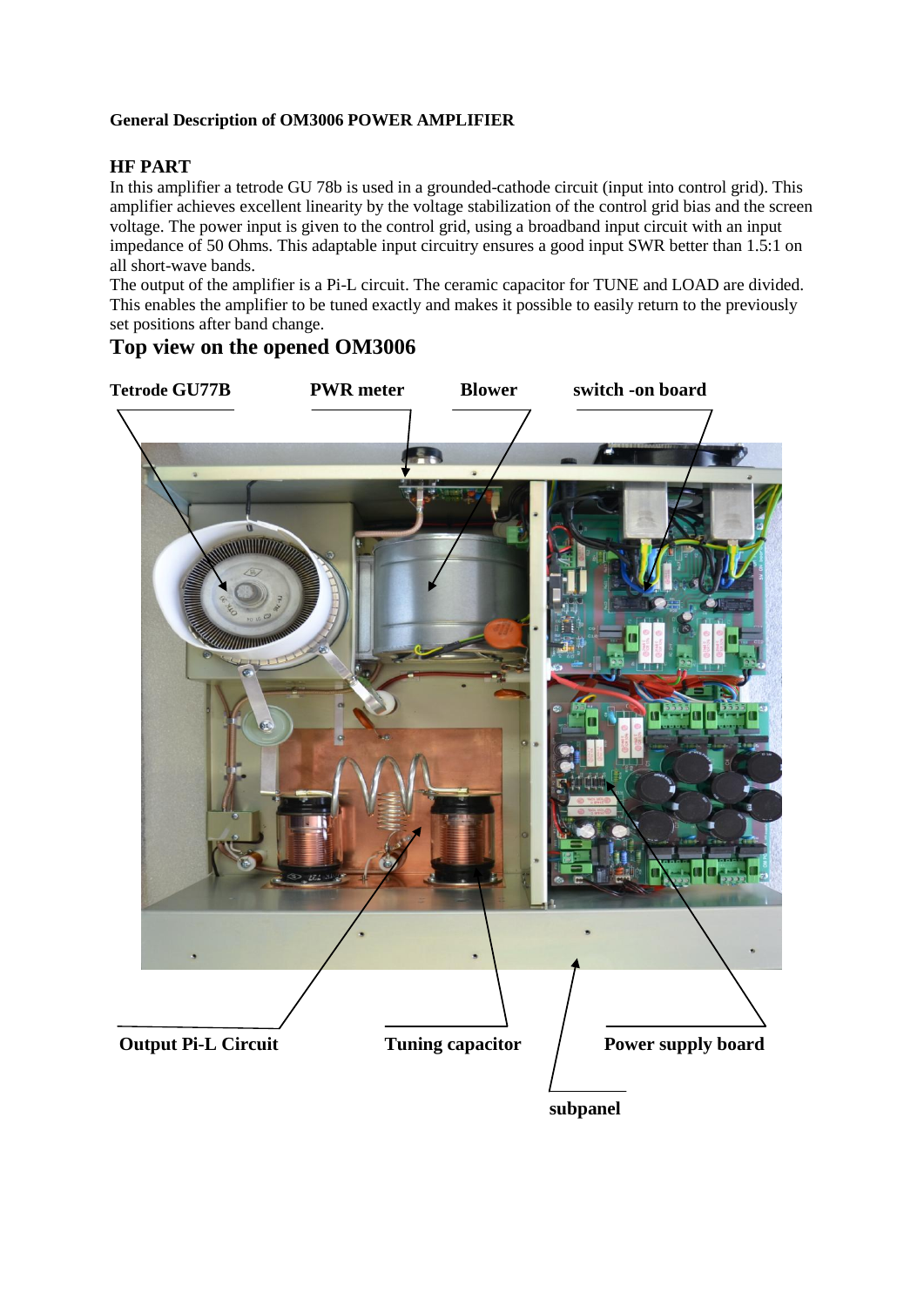**General Description of OM3006 POWER AMPLIFIER**

## HF PART

In this amplifier a tetrode GU 78b is used in a grounded-cathode circuit (input into control grid). This amplifier achieves excellent linearity by the voltage stabilization of the control grid bias and the screen voltage. The power input is given to the control grid, using a broadband input circuit with an input impedance of 50 Ohms. This adaptable input circuitry ensures a good input SWR better than 1.5:1 on all short-wave bands.

The output of the amplifier is a Pi-L circuit. The ceramic capacitor for TUNE and LOAD are divided. This enables the amplifier to be tuned exactly and makes it possible to easily return to the previously set positions after band change.

## Top view on the opened OM3006

**Tetrode GU77B** **PWR meter** **Blower** **switch -on board**

**Output Pi-L Circuit** **Tuning capacitor** **Power supply board**

**subpanel**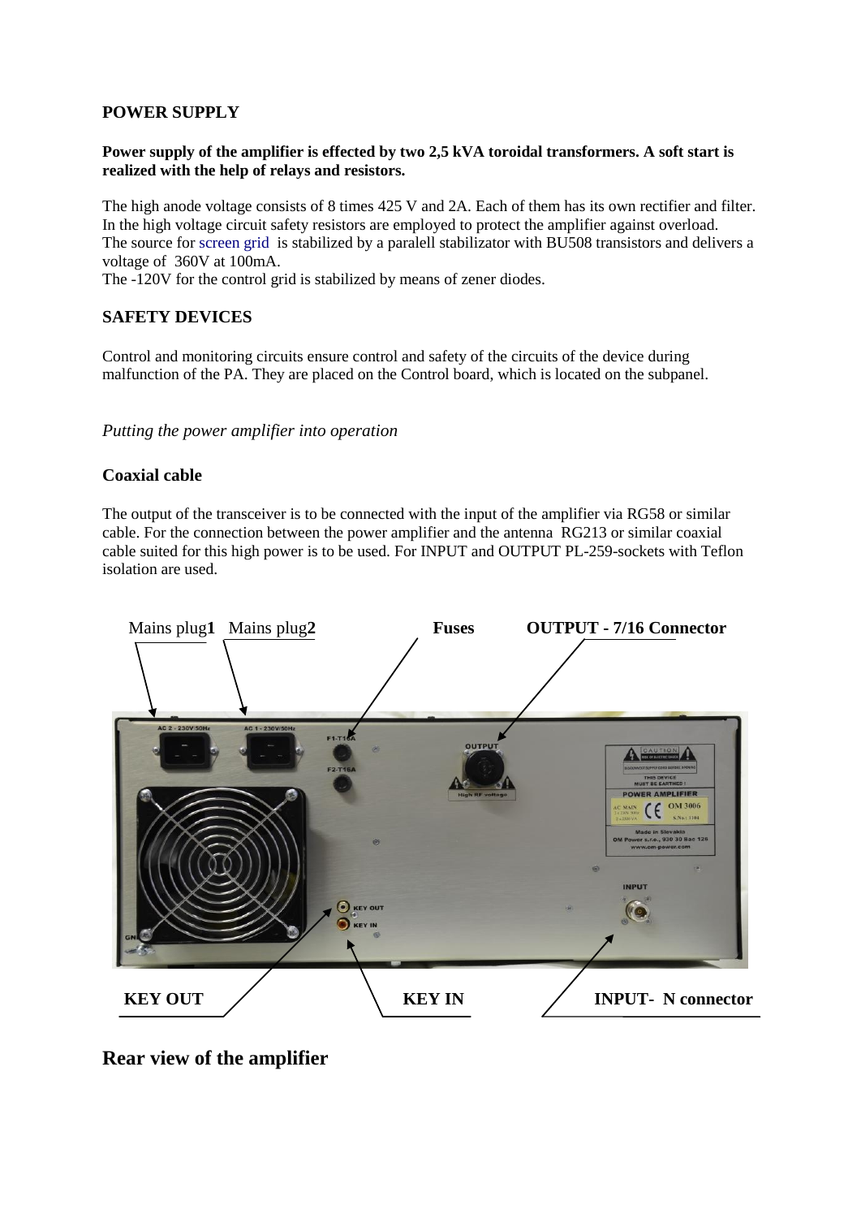## POWER SUPPLY

**Power supply of the amplifier is effected by two 2,5 kVA toroidal transformers. A soft start is realized with the help of relays and resistors.**

The high anode voltage consists of 8 times 425 V and 2A. Each of them has its own rectifier and filter. In the high voltage circuit safety resistors are employed to protect the amplifier against overload. The source for screen grid is stabilized by a paralell stabilizator with BU508 transistors and delivers a voltage of 360V at 100mA.
The -120V for the control grid is stabilized by means of zener diodes.

## SAFETY DEVICES

Control and monitoring circuits ensure control and safety of the circuits of the device during malfunction of the PA. They are placed on the Control board, which is located on the subpanel.

*Putting the power amplifier into operation*

### Coaxial cable

The output of the transceiver is to be connected with the input of the amplifier via RG58 or similar cable. For the connection between the power amplifier and the antenna RG213 or similar coaxial cable suited for this high power is to be used. For INPUT and OUTPUT PL-259-sockets with Teflon isolation are used.

Mains plug**1** Mains plug**2** **Fuses** **OUTPUT - 7/16 Connector**

**KEY OUT** **KEY IN** **INPUT- N connector**

## Rear view of the amplifier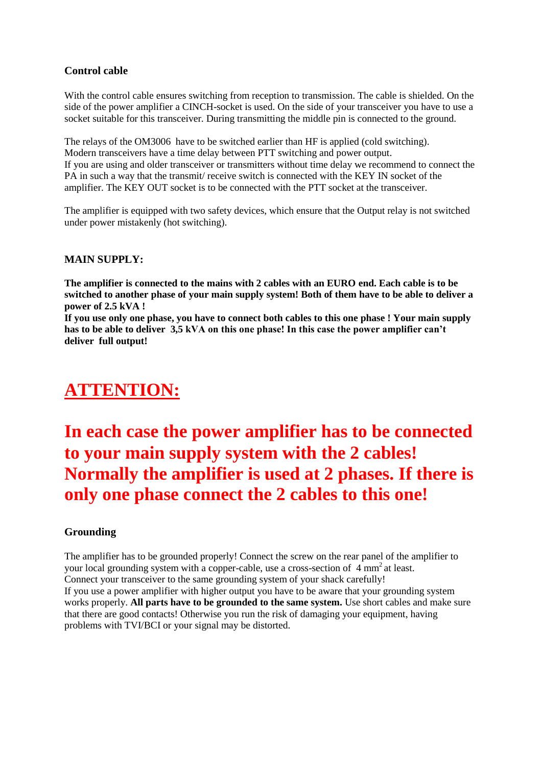### Control cable

With the control cable ensures switching from reception to transmission. The cable is shielded. On the side of the power amplifier a CINCH-socket is used. On the side of your transceiver you have to use a socket suitable for this transceiver. During transmitting the middle pin is connected to the ground.

The relays of the OM3006 have to be switched earlier than HF is applied (cold switching).
Modern transceivers have a time delay between PTT switching and power output.
If you are using and older transceiver or transmitters without time delay we recommend to connect the PA in such a way that the transmit/ receive switch is connected with the KEY IN socket of the amplifier. The KEY OUT socket is to be connected with the PTT socket at the transceiver.

The amplifier is equipped with two safety devices, which ensure that the Output relay is not switched under power mistakenly (hot switching).

### MAIN SUPPLY:

**The amplifier is connected to the mains with 2 cables with an EURO end. Each cable is to be switched to another phase of your main supply system! Both of them have to be able to deliver a power of 2.5 kVA !**
**If you use only one phase, you have to connect both cables to this one phase ! Your main supply has to be able to deliver 3,5 kVA on this one phase! In this case the power amplifier can't deliver full output!**

# ATTENTION:

## In each case the power amplifier has to be connected to your main supply system with the 2 cables! Normally the amplifier is used at 2 phases. If there is only one phase connect the 2 cables to this one!

### Grounding

The amplifier has to be grounded properly! Connect the screw on the rear panel of the amplifier to your local grounding system with a copper-cable, use a cross-section of 4 $mm^2$ at least.
Connect your transceiver to the same grounding system of your shack carefully!
If you use a power amplifier with higher output you have to be aware that your grounding system works properly. **All parts have to be grounded to the same system.** Use short cables and make sure that there are good contacts! Otherwise you run the risk of damaging your equipment, having problems with TVI/BCI or your signal may be distorted.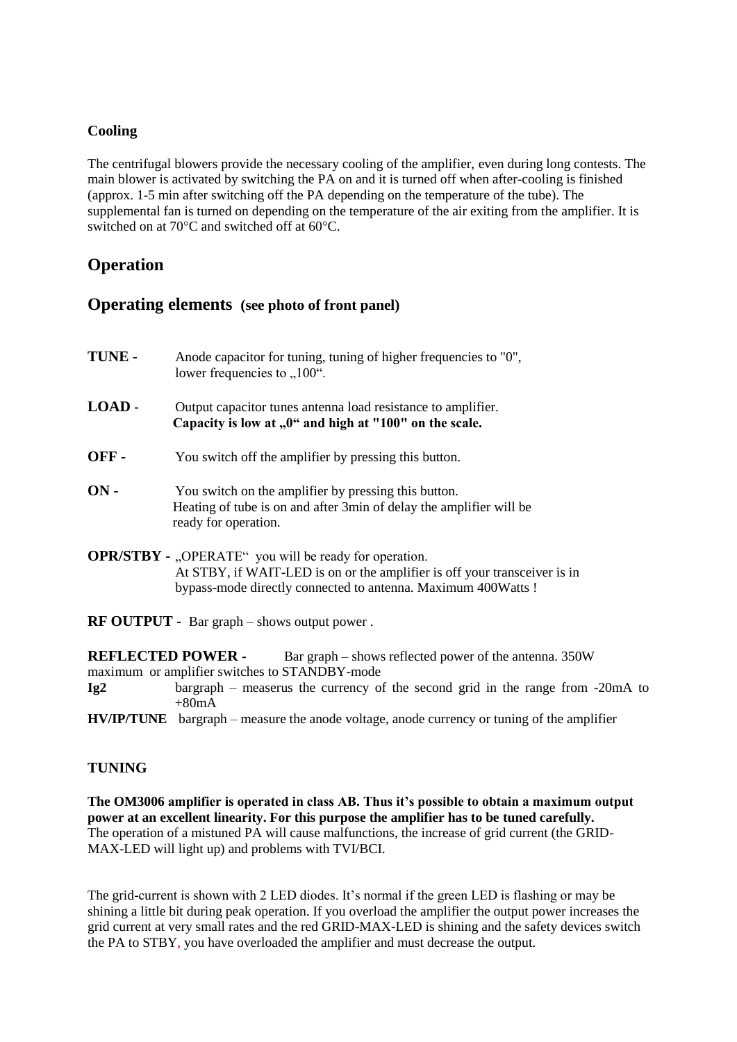**Cooling**

The centrifugal blowers provide the necessary cooling of the amplifier, even during long contests. The main blower is activated by switching the PA on and it is turned off when after-cooling is finished (approx. 1-5 min after switching off the PA depending on the temperature of the tube). The supplemental fan is turned on depending on the temperature of the air exiting from the amplifier. It is switched on at 70°C and switched off at 60°C.

## Operation

## Operating elements (see photo of front panel)

**TUNE -** Anode capacitor for tuning, tuning of higher frequencies to "0", lower frequencies to „100".

**LOAD -** Output capacitor tunes antenna load resistance to amplifier. **Capacity is low at „0" and high at "100" on the scale.**

**OFF -** You switch off the amplifier by pressing this button.

**ON -** You switch on the amplifier by pressing this button. Heating of tube is on and after 3min of delay the amplifier will be ready for operation.

**OPR/STBY -** „OPERATE" you will be ready for operation. At STBY, if WAIT-LED is on or the amplifier is off your transceiver is in bypass-mode directly connected to antenna. Maximum 400Watts !

**RF OUTPUT -** Bar graph – shows output power .

**REFLECTED POWER -** Bar graph – shows reflected power of the antenna. 350W maximum or amplifier switches to STANDBY-mode

**Ig2** bargraph – measerus the currency of the second grid in the range from -20mA to +80mA

**HV/IP/TUNE** bargraph – measure the anode voltage, anode currency or tuning of the amplifier

**TUNING**

**The OM3006 amplifier is operated in class AB. Thus it's possible to obtain a maximum output power at an excellent linearity. For this purpose the amplifier has to be tuned carefully.**
The operation of a mistuned PA will cause malfunctions, the increase of grid current (the GRID-MAX-LED will light up) and problems with TVI/BCI.

The grid-current is shown with 2 LED diodes. It's normal if the green LED is flashing or may be shining a little bit during peak operation. If you overload the amplifier the output power increases the grid current at very small rates and the red GRID-MAX-LED is shining and the safety devices switch the PA to STBY, you have overloaded the amplifier and must decrease the output.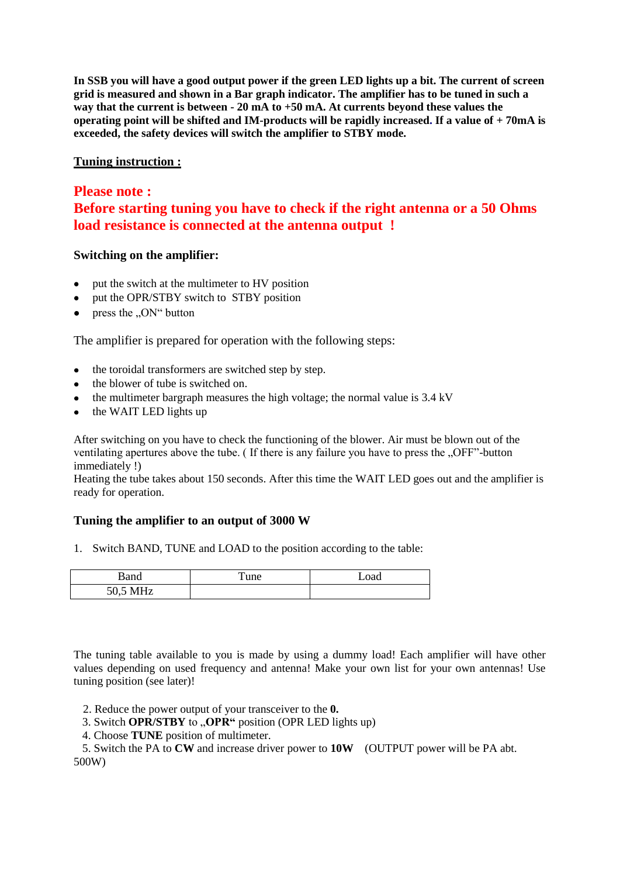**In SSB you will have a good output power if the green LED lights up a bit. The current of screen grid is measured and shown in a Bar graph indicator. The amplifier has to be tuned in such a way that the current is between - 20 mA to +50 mA. At currents beyond these values the operating point will be shifted and IM-products will be rapidly increased. If a value of + 70mA is exceeded, the safety devices will switch the amplifier to STBY mode.**

## Tuning instruction :

**Please note :**
**Before starting tuning you have to check if the right antenna or a 50 Ohms load resistance is connected at the antenna output !**

### Switching on the amplifier:

- put the switch at the multimeter to HV position
- put the OPR/STBY switch to STBY position
- press the „ON“ button

The amplifier is prepared for operation with the following steps:

- the toroidal transformers are switched step by step.
- the blower of tube is switched on.
- the multimeter bargraph measures the high voltage; the normal value is 3.4 kV
- the WAIT LED lights up

After switching on you have to check the functioning of the blower. Air must be blown out of the ventilating apertures above the tube. ( If there is any failure you have to press the „OFF”-button immediately !)
Heating the tube takes about 150 seconds. After this time the WAIT LED goes out and the amplifier is ready for operation.

### Tuning the amplifier to an output of 3000 W

1. Switch BAND, TUNE and LOAD to the position according to the table:

| Band | Tune | Load |
|---|---|---|
| 50,5 MHz | | |

The tuning table available to you is made by using a dummy load! Each amplifier will have other values depending on used frequency and antenna! Make your own list for your own antennas! Use tuning position (see later)!

2. Reduce the power output of your transceiver to the **0.**
3. Switch **OPR/STBY** to „**OPR**“ position (OPR LED lights up)
4. Choose **TUNE** position of multimeter.
5. Switch the PA to **CW** and increase driver power to **10W** (OUTPUT power will be PA abt. 500W)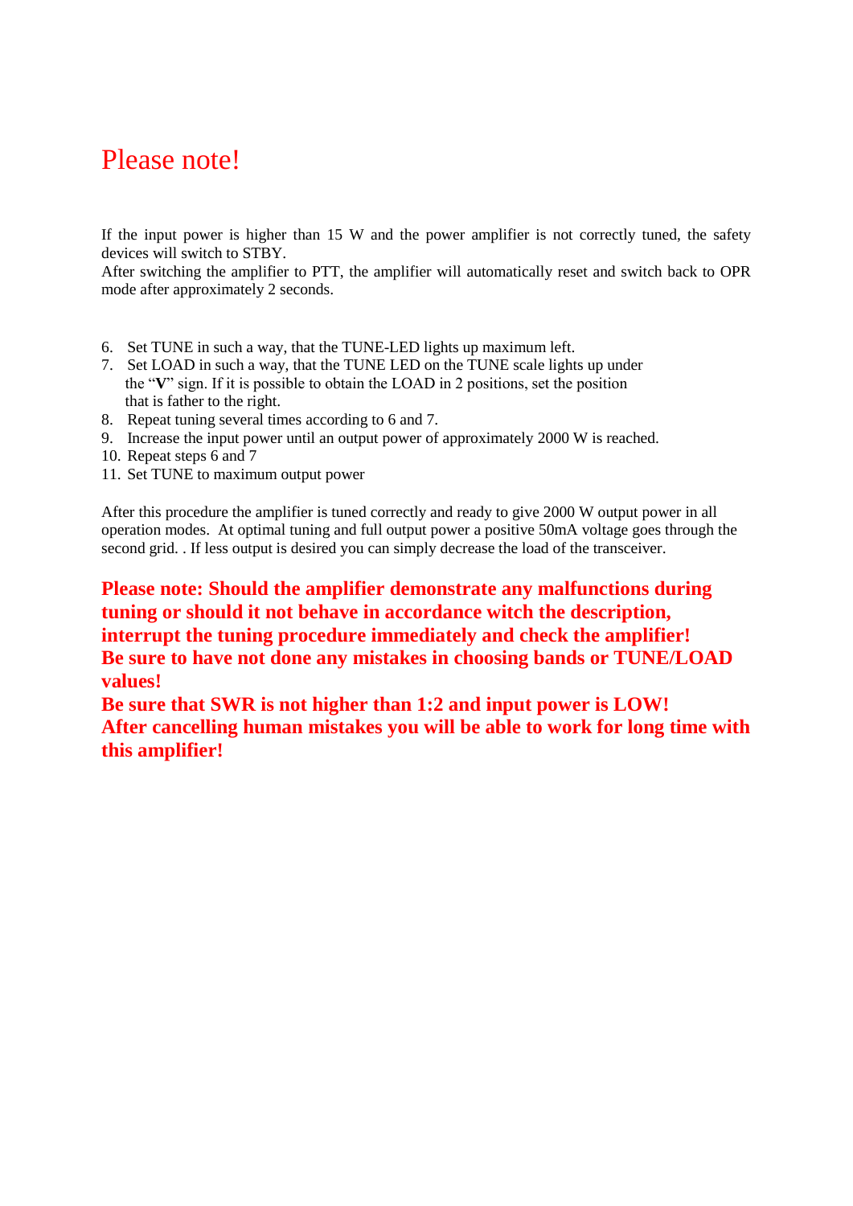# Please note!

If the input power is higher than 15 W and the power amplifier is not correctly tuned, the safety devices will switch to STBY.
After switching the amplifier to PTT, the amplifier will automatically reset and switch back to OPR mode after approximately 2 seconds.

6. Set TUNE in such a way, that the TUNE-LED lights up maximum left.
7. Set LOAD in such a way, that the TUNE LED on the TUNE scale lights up under the "**V**" sign. If it is possible to obtain the LOAD in 2 positions, set the position that is father to the right.
8. Repeat tuning several times according to 6 and 7.
9. Increase the input power until an output power of approximately 2000 W is reached.
10. Repeat steps 6 and 7
11. Set TUNE to maximum output power

After this procedure the amplifier is tuned correctly and ready to give 2000 W output power in all operation modes. At optimal tuning and full output power a positive 50mA voltage goes through the second grid. . If less output is desired you can simply decrease the load of the transceiver.

**Please note: Should the amplifier demonstrate any malfunctions during tuning or should it not behave in accordance witch the description, interrupt the tuning procedure immediately and check the amplifier!**
**Be sure to have not done any mistakes in choosing bands or TUNE/LOAD values!**
**Be sure that SWR is not higher than 1:2 and input power is LOW!**
**After cancelling human mistakes you will be able to work for long time with this amplifier!**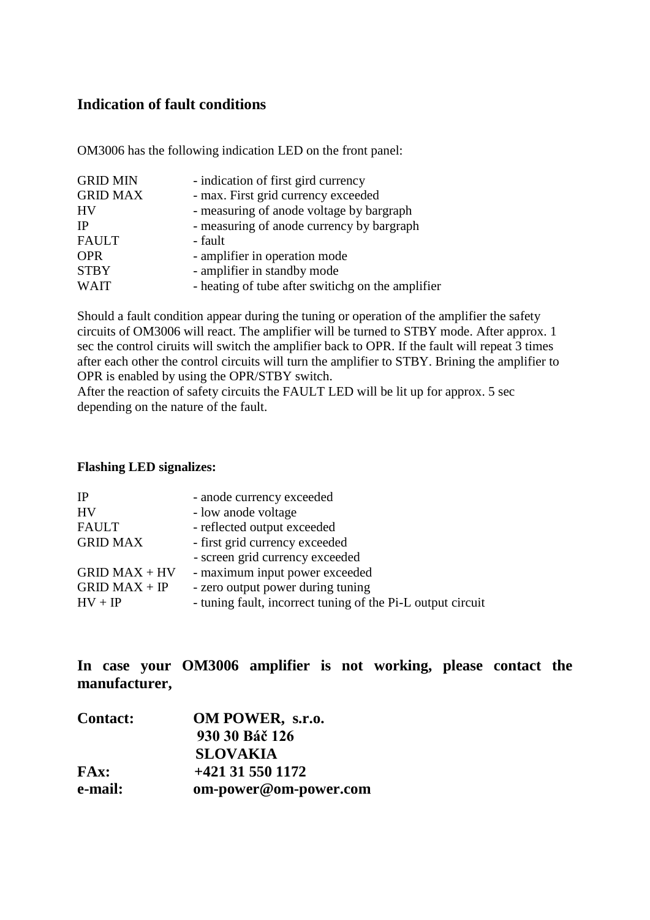## Indication of fault conditions

OM3006 has the following indication LED on the front panel:

| | |
|---|---|
| GRID MIN | - indication of first gird currency |
| GRID MAX | - max. First grid currency exceeded |
| HV | - measuring of anode voltage by bargraph |
| IP | - measuring of anode currency by bargraph |
| FAULT | - fault |
| OPR | - amplifier in operation mode |
| STBY | - amplifier in standby mode |
| WAIT | - heating of tube after switichg on the amplifier |

Should a fault condition appear during the tuning or operation of the amplifier the safety circuits of OM3006 will react. The amplifier will be turned to STBY mode. After approx. 1 sec the control ciruits will switch the amplifier back to OPR. If the fault will repeat 3 times after each other the control circuits will turn the amplifier to STBY. Brining the amplifier to OPR is enabled by using the OPR/STBY switch.
After the reaction of safety circuits the FAULT LED will be lit up for approx. 5 sec depending on the nature of the fault.

**Flashing LED signalizes:**

| | |
|---|---|
| IP | - anode currency exceeded |
| HV | - low anode voltage |
| FAULT | - reflected output exceeded |
| GRID MAX | - first grid currency exceeded |
| | - screen grid currency exceeded |
| GRID MAX + HV | - maximum input power exceeded |
| GRID MAX + IP | - zero output power during tuning |
| HV + IP | - tuning fault, incorrect tuning of the Pi-L output circuit |

**In case your OM3006 amplifier is not working, please contact the manufacturer,**

| | |
|---|---|
| **Contact:** | **OM POWER, s.r.o.** |
| | **930 30 Báč 126** |
| | **SLOVAKIA** |
| **FAx:** | **+421 31 550 1172** |
| **e-mail:** | **om-power@om-power.com** |